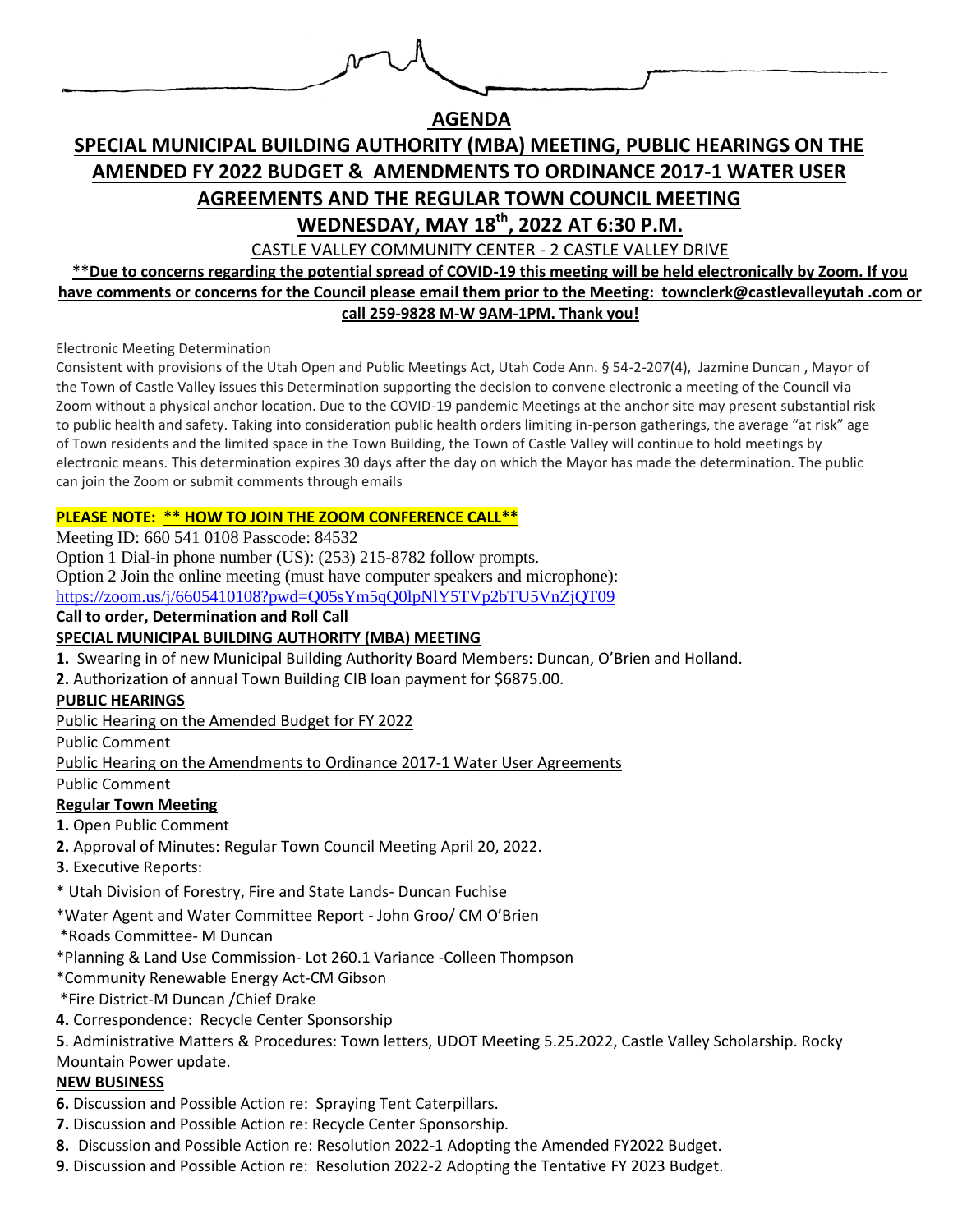# AGENDA

## SPECIAL MUNICIPAL BUILDING AUTHORITY (MBA) MEETING, PUBLIC HEARINGS ON THE AMENDED FY 2022 BUDGET & AMENDMENTS TO ORDINANCE 2017-1 WATER USER AGREEMENTS AND THE REGULAR TOWN COUNCIL MEETING

## WEDNESDAY, MAY 18th, 2022 AT 6:30 P.M.

CASTLE VALLEY COMMUNITY CENTER - 2 CASTLE VALLEY DRIVE

**\*\*Due to concerns regarding the potential spread of COVID-19 this meeting will be held electronically by Zoom. If you have comments or concerns for the Council please email them prior to the Meeting: townclerk@castlevalleyutah .com or call 259-9828 M-W 9AM-1PM. Thank you!**

Electronic Meeting Determination

Consistent with provisions of the Utah Open and Public Meetings Act, Utah Code Ann. § 54-2-207(4), Jazmine Duncan , Mayor of the Town of Castle Valley issues this Determination supporting the decision to convene electronic a meeting of the Council via Zoom without a physical anchor location. Due to the COVID-19 pandemic Meetings at the anchor site may present substantial risk to public health and safety. Taking into consideration public health orders limiting in-person gatherings, the average "at risk" age of Town residents and the limited space in the Town Building, the Town of Castle Valley will continue to hold meetings by electronic means. This determination expires 30 days after the day on which the Mayor has made the determination. The public can join the Zoom or submit comments through emails

**PLEASE NOTE: \*\* HOW TO JOIN THE ZOOM CONFERENCE CALL\*\***

Meeting ID: 660 541 0108 Passcode: 84532

Option 1 Dial-in phone number (US): (253) 215-8782 follow prompts.

Option 2 Join the online meeting (must have computer speakers and microphone):

https://zoom.us/j/6605410108?pwd=Q05sYm5qQ0lpNlY5TVp2bTU5VnZjQT09

**Call to order, Determination and Roll Call**

**SPECIAL MUNICIPAL BUILDING AUTHORITY (MBA) MEETING**

**1.** Swearing in of new Municipal Building Authority Board Members: Duncan, O'Brien and Holland.

**2.** Authorization of annual Town Building CIB loan payment for $6875.00.

**PUBLIC HEARINGS**

Public Hearing on the Amended Budget for FY 2022

Public Comment

Public Hearing on the Amendments to Ordinance 2017-1 Water User Agreements

Public Comment

**Regular Town Meeting**

**1.** Open Public Comment

**2.** Approval of Minutes: Regular Town Council Meeting April 20, 2022.

**3.** Executive Reports:

* Utah Division of Forestry, Fire and State Lands- Duncan Fuchise

*Water Agent and Water Committee Report - John Groo/ CM O'Brien

*Roads Committee- M Duncan

*Planning & Land Use Commission- Lot 260.1 Variance -Colleen Thompson

*Community Renewable Energy Act-CM Gibson

*Fire District-M Duncan /Chief Drake

**4.** Correspondence: Recycle Center Sponsorship

**5**. Administrative Matters & Procedures: Town letters, UDOT Meeting 5.25.2022, Castle Valley Scholarship. Rocky Mountain Power update.

**NEW BUSINESS**

**6.** Discussion and Possible Action re: Spraying Tent Caterpillars.

**7.** Discussion and Possible Action re: Recycle Center Sponsorship.

**8.** Discussion and Possible Action re: Resolution 2022-1 Adopting the Amended FY2022 Budget.

**9.** Discussion and Possible Action re: Resolution 2022-2 Adopting the Tentative FY 2023 Budget.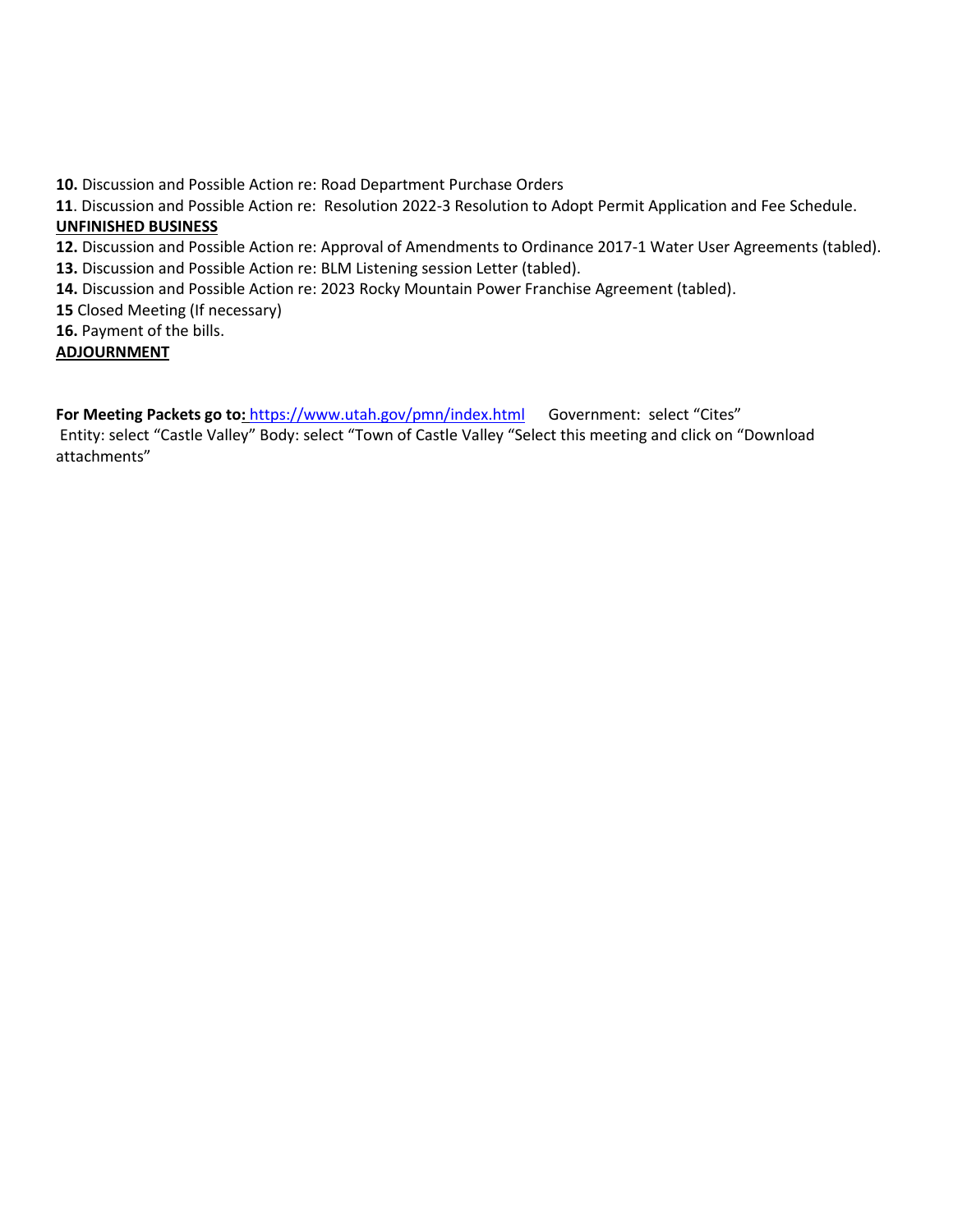**10.** Discussion and Possible Action re: Road Department Purchase Orders

**11**. Discussion and Possible Action re: Resolution 2022-3 Resolution to Adopt Permit Application and Fee Schedule.

**UNFINISHED BUSINESS**

**12.** Discussion and Possible Action re: Approval of Amendments to Ordinance 2017-1 Water User Agreements (tabled).

**13.** Discussion and Possible Action re: BLM Listening session Letter (tabled).

**14.** Discussion and Possible Action re: 2023 Rocky Mountain Power Franchise Agreement (tabled).

**15** Closed Meeting (If necessary)

**16.** Payment of the bills.

**ADJOURNMENT**

**For Meeting Packets go to:** https://www.utah.gov/pmn/index.html Government: select "Cites" Entity: select "Castle Valley" Body: select "Town of Castle Valley "Select this meeting and click on "Download attachments"